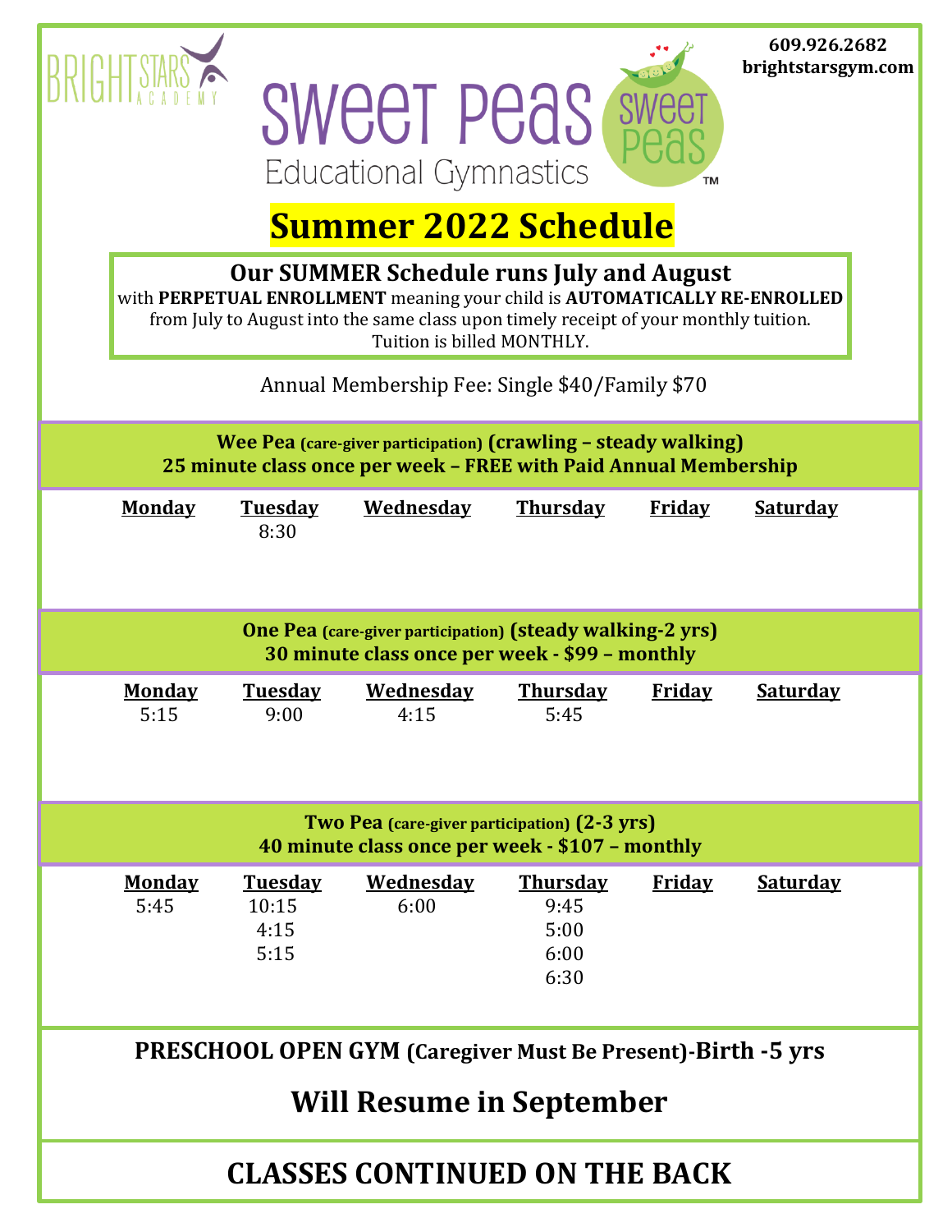BRIGHT STARS ACADEMY

609.926.2682
brightstarsgym.com

# Sweet Peas Educational Gymnastics

Sweet Peas ™

# Summer 2022 Schedule

**Our SUMMER Schedule runs July and August**
with **PERPETUAL ENROLLMENT** meaning your child is **AUTOMATICALLY RE-ENROLLED** from July to August into the same class upon timely receipt of your monthly tuition. Tuition is billed MONTHLY.

Annual Membership Fee: Single $40/Family $70

## Wee Pea (care-giver participation) (crawling – steady walking)
**25 minute class once per week – FREE with Paid Annual Membership**

| Monday | Tuesday | Wednesday | Thursday | Friday | Saturday |
|---|---|---|---|---|---|
| | 8:30 | | | | |

## One Pea (care-giver participation) (steady walking-2 yrs)
**30 minute class once per week - $99 – monthly**

| Monday | Tuesday | Wednesday | Thursday | Friday | Saturday |
|---|---|---|---|---|---|
| 5:15 | 9:00 | 4:15 | 5:45 | | |

## Two Pea (care-giver participation) (2-3 yrs)
**40 minute class once per week - $107 – monthly**

| Monday | Tuesday | Wednesday | Thursday | Friday | Saturday |
|---|---|---|---|---|---|
| 5:45 | 10:15 | 6:00 | 9:45 | | |
| | 4:15 | | 5:00 | | |
| | 5:15 | | 6:00 | | |
| | | | 6:30 | | |

**PRESCHOOL OPEN GYM (Caregiver Must Be Present)-Birth -5 yrs**

## Will Resume in September

## CLASSES CONTINUED ON THE BACK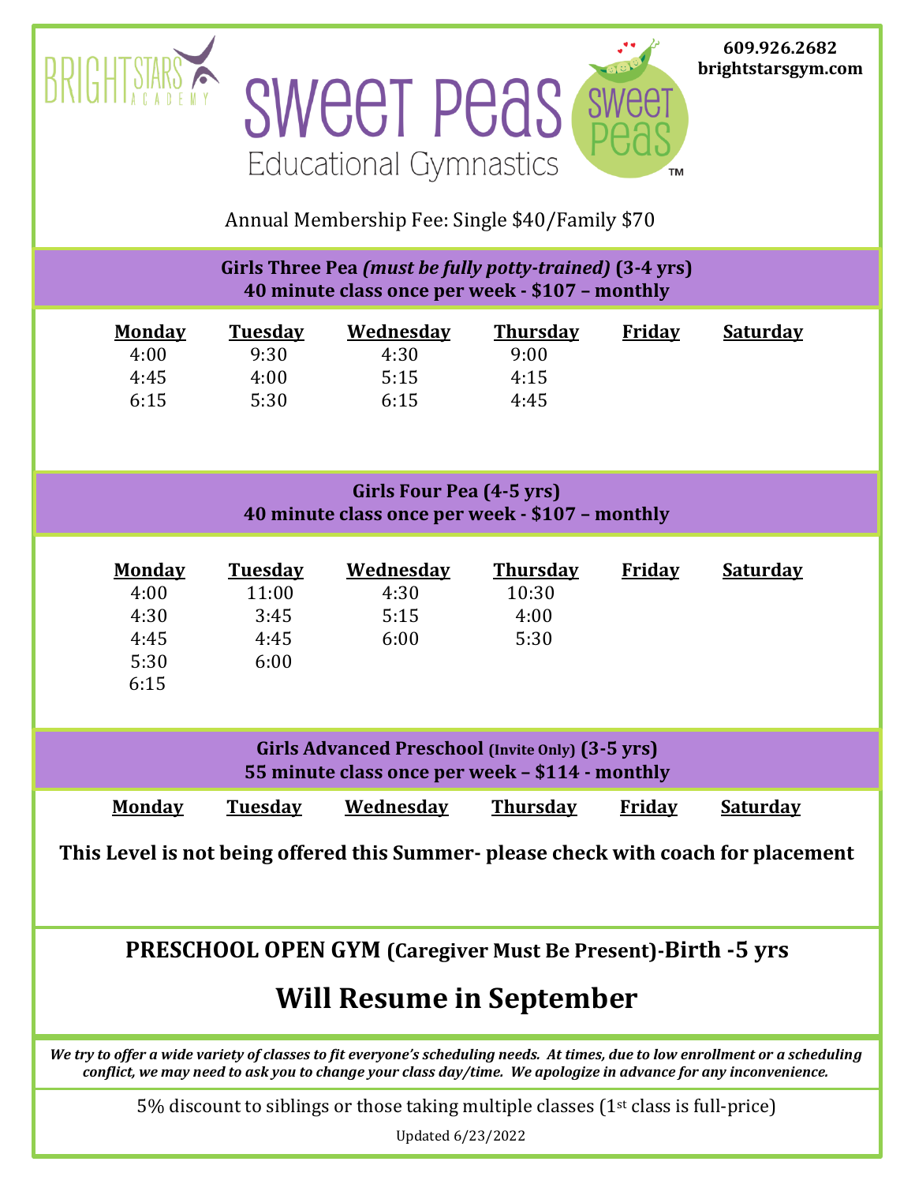BRIGHT STARS ACADEMY

# Sweet Peas

## Educational Gymnastics

Sweet Peas ™

**609.926.2682**
**brightstarsgym.com**

Annual Membership Fee: Single $40/Family $70

### Girls Three Pea *(must be fully potty-trained)* (3-4 yrs)
### 40 minute class once per week - $107 – monthly

| Monday | Tuesday | Wednesday | Thursday | Friday | Saturday |
|---|---|---|---|---|---|
| 4:00 | 9:30 | 4:30 | 9:00 | | |
| 4:45 | 4:00 | 5:15 | 4:15 | | |
| 6:15 | 5:30 | 6:15 | 4:45 | | |

### Girls Four Pea (4-5 yrs)
### 40 minute class once per week - $107 – monthly

| Monday | Tuesday | Wednesday | Thursday | Friday | Saturday |
|---|---|---|---|---|---|
| 4:00 | 11:00 | 4:30 | 10:30 | | |
| 4:30 | 3:45 | 5:15 | 4:00 | | |
| 4:45 | 4:45 | 6:00 | 5:30 | | |
| 5:30 | 6:00 | | | | |
| 6:15 | | | | | |

### Girls Advanced Preschool (Invite Only) (3-5 yrs)
### 55 minute class once per week – $114 - monthly

| Monday | Tuesday | Wednesday | Thursday | Friday | Saturday |
|---|---|---|---|---|---|

**This Level is not being offered this Summer- please check with coach for placement**

### PRESCHOOL OPEN GYM (Caregiver Must Be Present)-Birth -5 yrs

## Will Resume in September

***We try to offer a wide variety of classes to fit everyone's scheduling needs. At times, due to low enrollment or a scheduling conflict, we may need to ask you to change your class day/time. We apologize in advance for any inconvenience.***

5% discount to siblings or those taking multiple classes (1st class is full-price)

Updated 6/23/2022